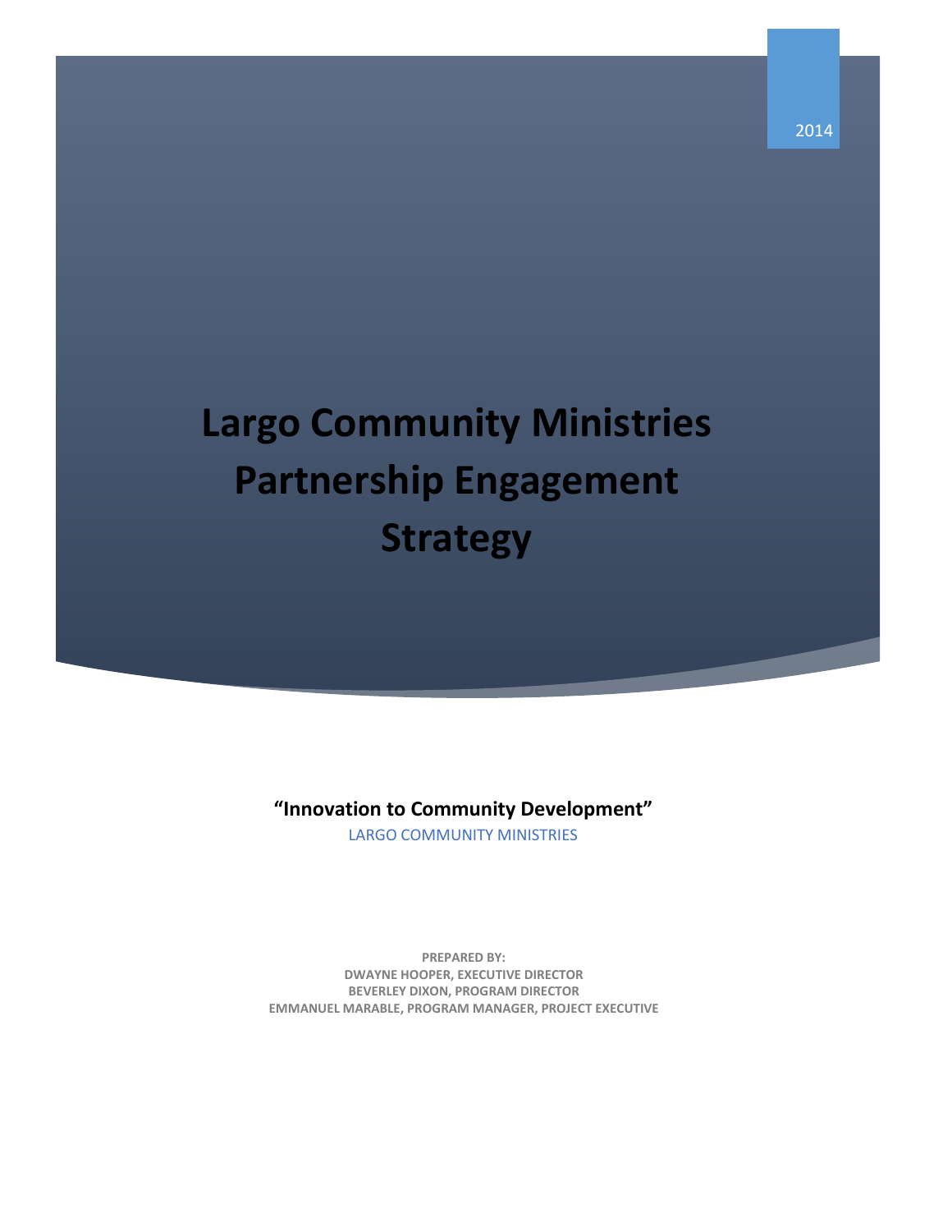2014

# Largo Community Ministries Partnership Engagement Strategy

**"Innovation to Community Development"**

LARGO COMMUNITY MINISTRIES

**PREPARED BY:**
**DWAYNE HOOPER, EXECUTIVE DIRECTOR**
**BEVERLEY DIXON, PROGRAM DIRECTOR**
**EMMANUEL MARABLE, PROGRAM MANAGER, PROJECT EXECUTIVE**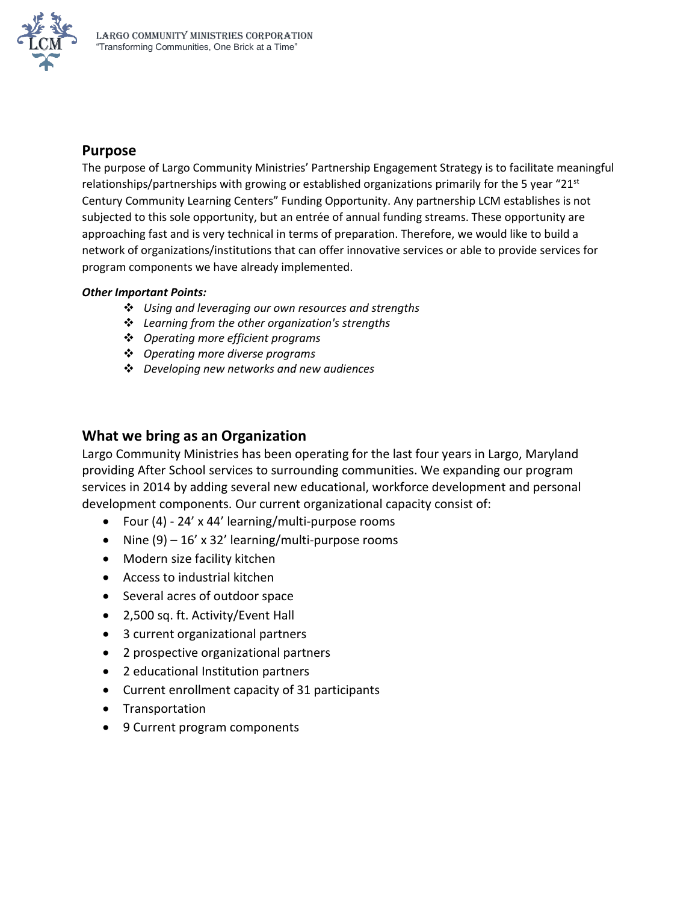## Purpose

The purpose of Largo Community Ministries' Partnership Engagement Strategy is to facilitate meaningful relationships/partnerships with growing or established organizations primarily for the 5 year "21st Century Community Learning Centers" Funding Opportunity. Any partnership LCM establishes is not subjected to this sole opportunity, but an entrée of annual funding streams. These opportunity are approaching fast and is very technical in terms of preparation. Therefore, we would like to build a network of organizations/institutions that can offer innovative services or able to provide services for program components we have already implemented.

***Other Important Points:***

- *Using and leveraging our own resources and strengths*
- *Learning from the other organization's strengths*
- *Operating more efficient programs*
- *Operating more diverse programs*
- *Developing new networks and new audiences*

## What we bring as an Organization

Largo Community Ministries has been operating for the last four years in Largo, Maryland providing After School services to surrounding communities. We expanding our program services in 2014 by adding several new educational, workforce development and personal development components. Our current organizational capacity consist of:

- Four (4) - 24' x 44' learning/multi-purpose rooms
- Nine (9) – 16' x 32' learning/multi-purpose rooms
- Modern size facility kitchen
- Access to industrial kitchen
- Several acres of outdoor space
- 2,500 sq. ft. Activity/Event Hall
- 3 current organizational partners
- 2 prospective organizational partners
- 2 educational Institution partners
- Current enrollment capacity of 31 participants
- Transportation
- 9 Current program components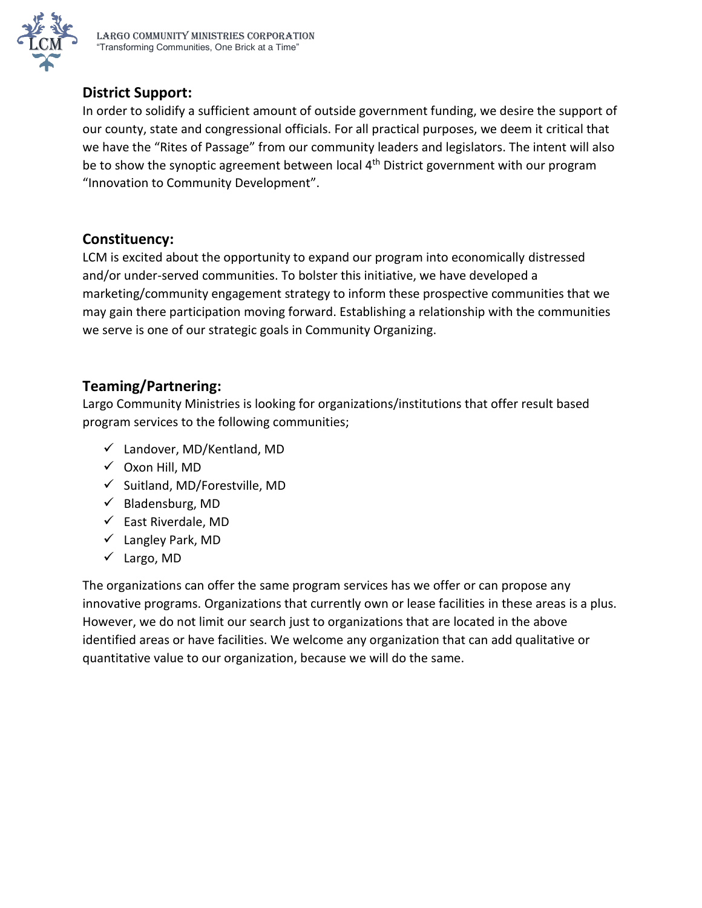## District Support:

In order to solidify a sufficient amount of outside government funding, we desire the support of our county, state and congressional officials. For all practical purposes, we deem it critical that we have the "Rites of Passage" from our community leaders and legislators. The intent will also be to show the synoptic agreement between local 4th District government with our program "Innovation to Community Development".

## Constituency:

LCM is excited about the opportunity to expand our program into economically distressed and/or under-served communities. To bolster this initiative, we have developed a marketing/community engagement strategy to inform these prospective communities that we may gain there participation moving forward. Establishing a relationship with the communities we serve is one of our strategic goals in Community Organizing.

## Teaming/Partnering:

Largo Community Ministries is looking for organizations/institutions that offer result based program services to the following communities;

- ✓ Landover, MD/Kentland, MD
- ✓ Oxon Hill, MD
- ✓ Suitland, MD/Forestville, MD
- ✓ Bladensburg, MD
- ✓ East Riverdale, MD
- ✓ Langley Park, MD
- ✓ Largo, MD

The organizations can offer the same program services has we offer or can propose any innovative programs. Organizations that currently own or lease facilities in these areas is a plus. However, we do not limit our search just to organizations that are located in the above identified areas or have facilities. We welcome any organization that can add qualitative or quantitative value to our organization, because we will do the same.